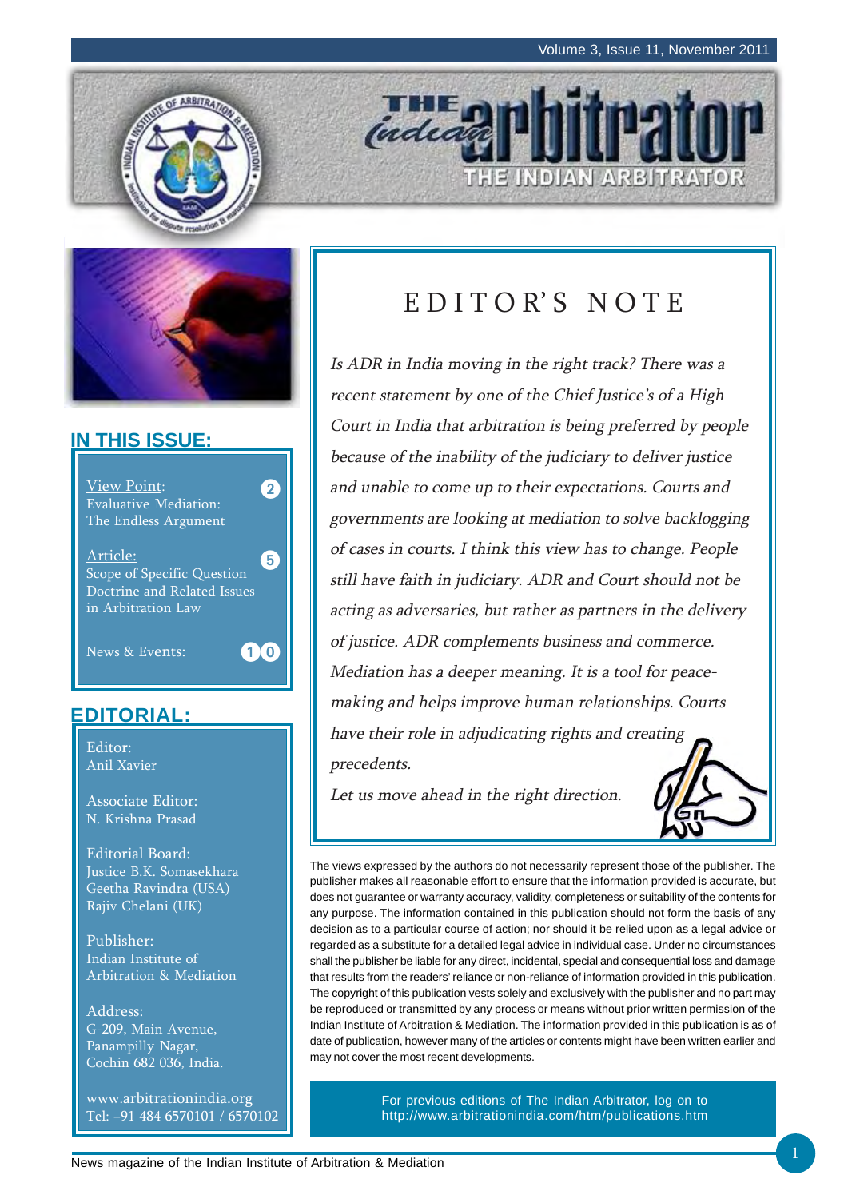# THE INDIAN ARBITRATOR

## IN THIS ISSUE:

- View Point: Evaluative Mediation: The Endless Argument — 2
- Article: Scope of Specific Question Doctrine and Related Issues in Arbitration Law — 5
- News & Events: — 10

## EDITORIAL:

Editor:
Anil Xavier

Associate Editor:
N. Krishna Prasad

Editorial Board:
Justice B.K. Somasekhara
Geetha Ravindra (USA)
Rajiv Chelani (UK)

Publisher:
Indian Institute of Arbitration & Mediation

Address:
G-209, Main Avenue,
Panampilly Nagar,
Cochin 682 036, India.

www.arbitrationindia.org
Tel: +91 484 6570101 / 6570102

## EDITOR'S NOTE

*Is ADR in India moving in the right track? There was a recent statement by one of the Chief Justice's of a High Court in India that arbitration is being preferred by people because of the inability of the judiciary to deliver justice and unable to come up to their expectations. Courts and governments are looking at mediation to solve backlogging of cases in courts. I think this view has to change. People still have faith in judiciary. ADR and Court should not be acting as adversaries, but rather as partners in the delivery of justice. ADR complements business and commerce. Mediation has a deeper meaning. It is a tool for peace-making and helps improve human relationships. Courts have their role in adjudicating rights and creating precedents.*

*Let us move ahead in the right direction.*

The views expressed by the authors do not necessarily represent those of the publisher. The publisher makes all reasonable effort to ensure that the information provided is accurate, but does not guarantee or warranty accuracy, validity, completeness or suitability of the contents for any purpose. The information contained in this publication should not form the basis of any decision as to a particular course of action; nor should it be relied upon as a legal advice or regarded as a substitute for a detailed legal advice in individual case. Under no circumstances shall the publisher be liable for any direct, incidental, special and consequential loss and damage that results from the readers' reliance or non-reliance of information provided in this publication. The copyright of this publication vests solely and exclusively with the publisher and no part may be reproduced or transmitted by any process or means without prior written permission of the Indian Institute of Arbitration & Mediation. The information provided in this publication is as of date of publication, however many of the articles or contents might have been written earlier and may not cover the most recent developments.

For previous editions of The Indian Arbitrator, log on to http://www.arbitrationindia.com/htm/publications.htm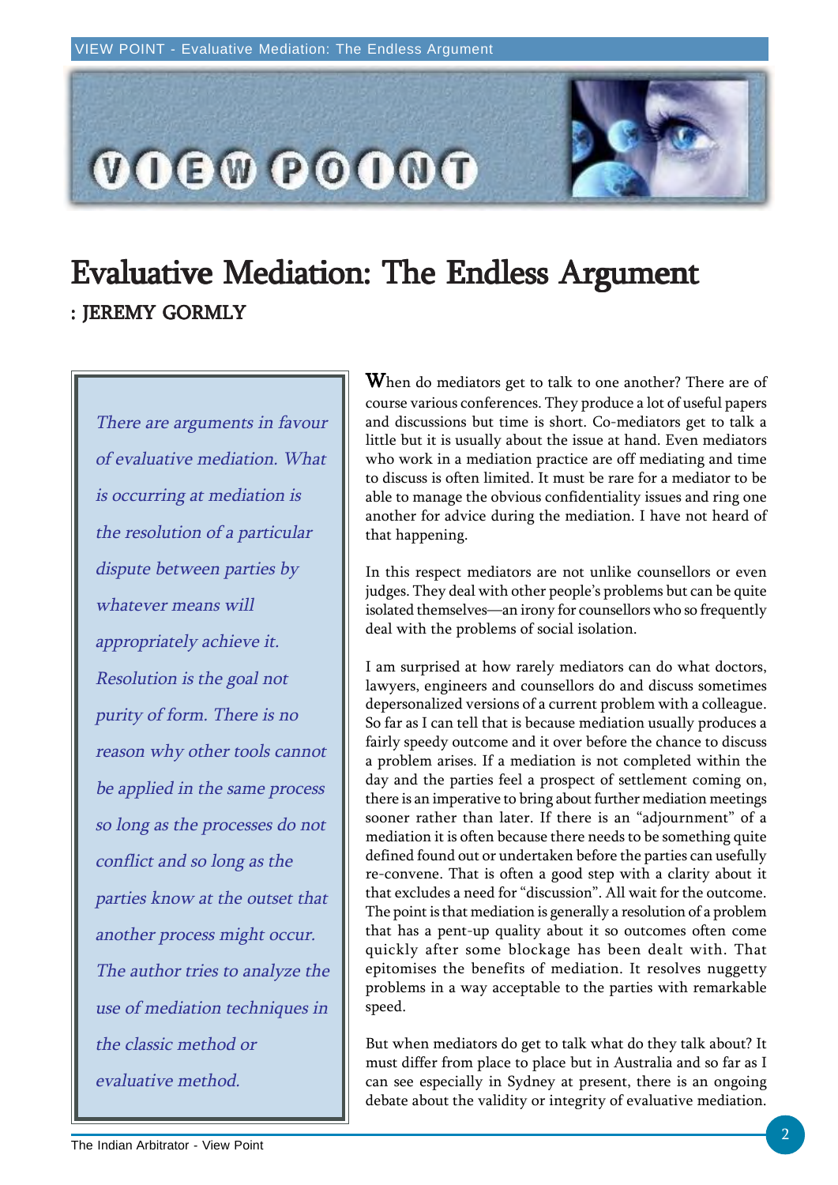# Evaluative Mediation: The Endless Argument

**: JEREMY GORMLY**

*There are arguments in favour of evaluative mediation. What is occurring at mediation is the resolution of a particular dispute between parties by whatever means will appropriately achieve it. Resolution is the goal not purity of form. There is no reason why other tools cannot be applied in the same process so long as the processes do not conflict and so long as the parties know at the outset that another process might occur. The author tries to analyze the use of mediation techniques in the classic method or evaluative method.*

When do mediators get to talk to one another? There are of course various conferences. They produce a lot of useful papers and discussions but time is short. Co-mediators get to talk a little but it is usually about the issue at hand. Even mediators who work in a mediation practice are off mediating and time to discuss is often limited. It must be rare for a mediator to be able to manage the obvious confidentiality issues and ring one another for advice during the mediation. I have not heard of that happening.

In this respect mediators are not unlike counsellors or even judges. They deal with other people's problems but can be quite isolated themselves—an irony for counsellors who so frequently deal with the problems of social isolation.

I am surprised at how rarely mediators can do what doctors, lawyers, engineers and counsellors do and discuss sometimes depersonalized versions of a current problem with a colleague. So far as I can tell that is because mediation usually produces a fairly speedy outcome and it over before the chance to discuss a problem arises. If a mediation is not completed within the day and the parties feel a prospect of settlement coming on, there is an imperative to bring about further mediation meetings sooner rather than later. If there is an "adjournment" of a mediation it is often because there needs to be something quite defined found out or undertaken before the parties can usefully re-convene. That is often a good step with a clarity about it that excludes a need for "discussion". All wait for the outcome. The point is that mediation is generally a resolution of a problem that has a pent-up quality about it so outcomes often come quickly after some blockage has been dealt with. That epitomises the benefits of mediation. It resolves nuggetty problems in a way acceptable to the parties with remarkable speed.

But when mediators do get to talk what do they talk about? It must differ from place to place but in Australia and so far as I can see especially in Sydney at present, there is an ongoing debate about the validity or integrity of evaluative mediation.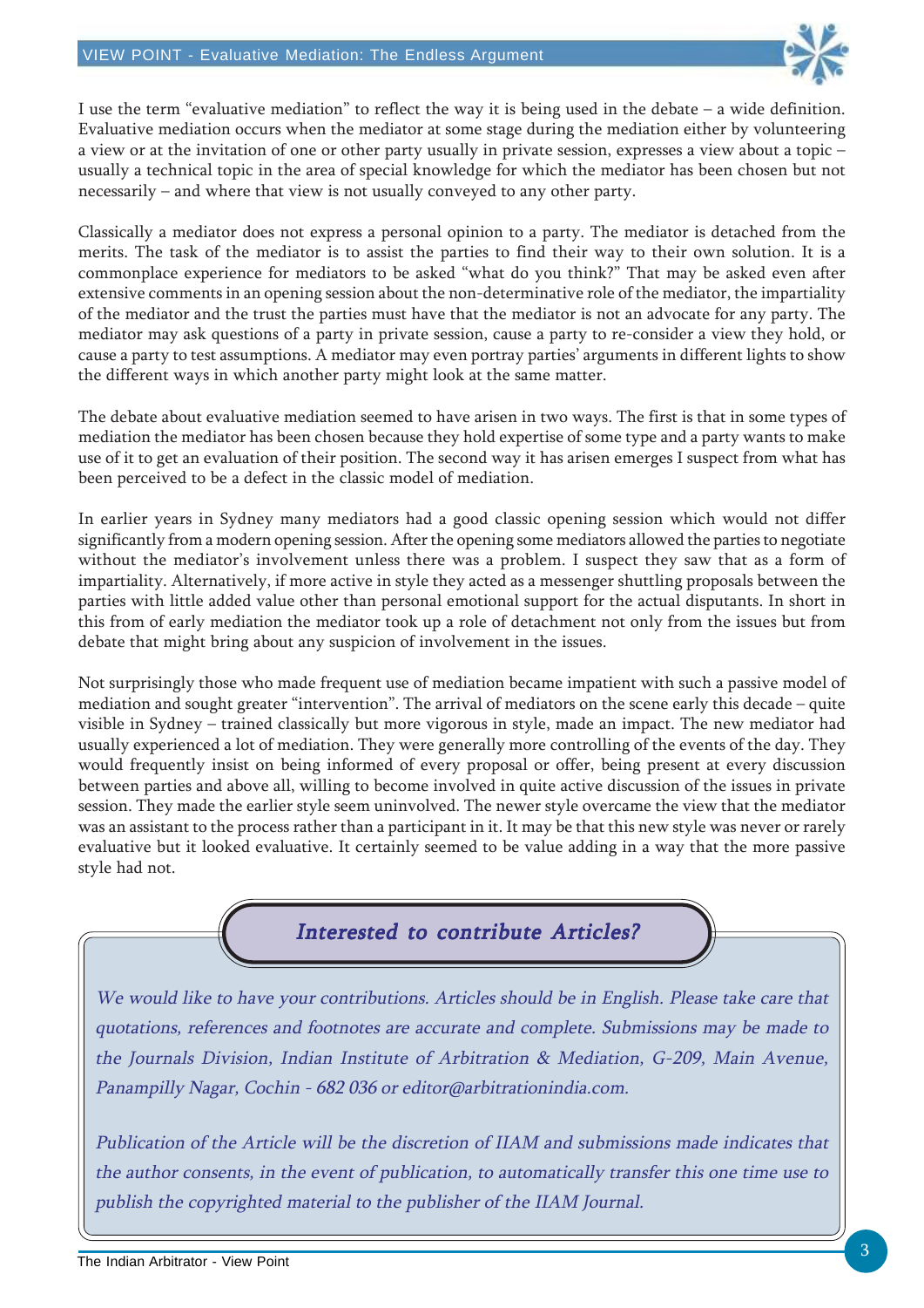I use the term "evaluative mediation" to reflect the way it is being used in the debate – a wide definition. Evaluative mediation occurs when the mediator at some stage during the mediation either by volunteering a view or at the invitation of one or other party usually in private session, expresses a view about a topic – usually a technical topic in the area of special knowledge for which the mediator has been chosen but not necessarily – and where that view is not usually conveyed to any other party.

Classically a mediator does not express a personal opinion to a party. The mediator is detached from the merits. The task of the mediator is to assist the parties to find their way to their own solution. It is a commonplace experience for mediators to be asked "what do you think?" That may be asked even after extensive comments in an opening session about the non-determinative role of the mediator, the impartiality of the mediator and the trust the parties must have that the mediator is not an advocate for any party. The mediator may ask questions of a party in private session, cause a party to re-consider a view they hold, or cause a party to test assumptions. A mediator may even portray parties' arguments in different lights to show the different ways in which another party might look at the same matter.

The debate about evaluative mediation seemed to have arisen in two ways. The first is that in some types of mediation the mediator has been chosen because they hold expertise of some type and a party wants to make use of it to get an evaluation of their position. The second way it has arisen emerges I suspect from what has been perceived to be a defect in the classic model of mediation.

In earlier years in Sydney many mediators had a good classic opening session which would not differ significantly from a modern opening session. After the opening some mediators allowed the parties to negotiate without the mediator's involvement unless there was a problem. I suspect they saw that as a form of impartiality. Alternatively, if more active in style they acted as a messenger shuttling proposals between the parties with little added value other than personal emotional support for the actual disputants. In short in this from of early mediation the mediator took up a role of detachment not only from the issues but from debate that might bring about any suspicion of involvement in the issues.

Not surprisingly those who made frequent use of mediation became impatient with such a passive model of mediation and sought greater "intervention". The arrival of mediators on the scene early this decade – quite visible in Sydney – trained classically but more vigorous in style, made an impact. The new mediator had usually experienced a lot of mediation. They were generally more controlling of the events of the day. They would frequently insist on being informed of every proposal or offer, being present at every discussion between parties and above all, willing to become involved in quite active discussion of the issues in private session. They made the earlier style seem uninvolved. The newer style overcame the view that the mediator was an assistant to the process rather than a participant in it. It may be that this new style was never or rarely evaluative but it looked evaluative. It certainly seemed to be value adding in a way that the more passive style had not.

## *Interested to contribute Articles?*

*We would like to have your contributions. Articles should be in English. Please take care that quotations, references and footnotes are accurate and complete. Submissions may be made to the Journals Division, Indian Institute of Arbitration & Mediation, G-209, Main Avenue, Panampilly Nagar, Cochin - 682 036 or editor@arbitrationindia.com.*

*Publication of the Article will be the discretion of IIAM and submissions made indicates that the author consents, in the event of publication, to automatically transfer this one time use to publish the copyrighted material to the publisher of the IIAM Journal.*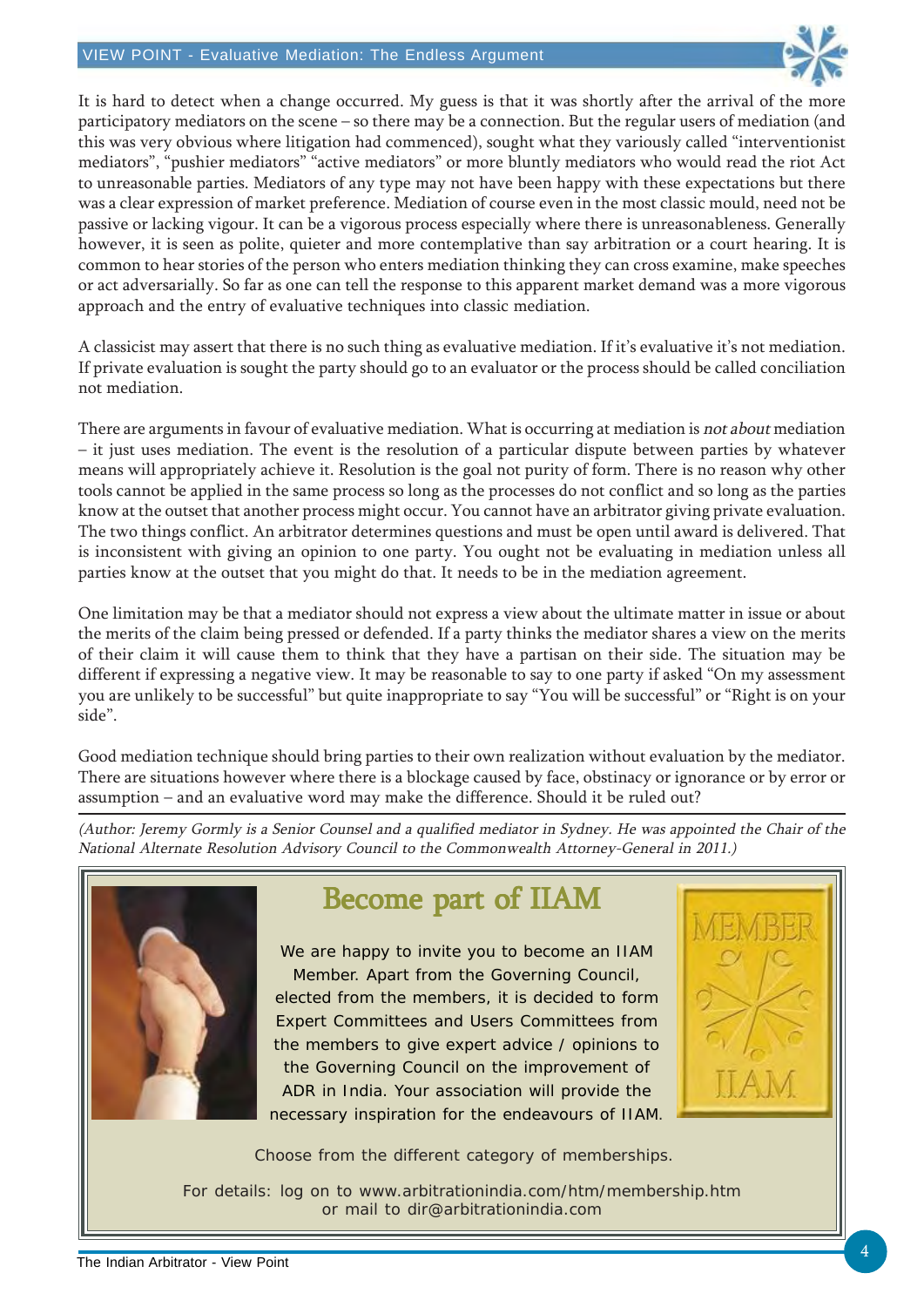It is hard to detect when a change occurred. My guess is that it was shortly after the arrival of the more participatory mediators on the scene – so there may be a connection. But the regular users of mediation (and this was very obvious where litigation had commenced), sought what they variously called "interventionist mediators", "pushier mediators" "active mediators" or more bluntly mediators who would read the riot Act to unreasonable parties. Mediators of any type may not have been happy with these expectations but there was a clear expression of market preference. Mediation of course even in the most classic mould, need not be passive or lacking vigour. It can be a vigorous process especially where there is unreasonableness. Generally however, it is seen as polite, quieter and more contemplative than say arbitration or a court hearing. It is common to hear stories of the person who enters mediation thinking they can cross examine, make speeches or act adversarially. So far as one can tell the response to this apparent market demand was a more vigorous approach and the entry of evaluative techniques into classic mediation.

A classicist may assert that there is no such thing as evaluative mediation. If it's evaluative it's not mediation. If private evaluation is sought the party should go to an evaluator or the process should be called conciliation not mediation.

There are arguments in favour of evaluative mediation. What is occurring at mediation is *not about* mediation – it just uses mediation. The event is the resolution of a particular dispute between parties by whatever means will appropriately achieve it. Resolution is the goal not purity of form. There is no reason why other tools cannot be applied in the same process so long as the processes do not conflict and so long as the parties know at the outset that another process might occur. You cannot have an arbitrator giving private evaluation. The two things conflict. An arbitrator determines questions and must be open until award is delivered. That is inconsistent with giving an opinion to one party. You ought not be evaluating in mediation unless all parties know at the outset that you might do that. It needs to be in the mediation agreement.

One limitation may be that a mediator should not express a view about the ultimate matter in issue or about the merits of the claim being pressed or defended. If a party thinks the mediator shares a view on the merits of their claim it will cause them to think that they have a partisan on their side. The situation may be different if expressing a negative view. It may be reasonable to say to one party if asked "On my assessment you are unlikely to be successful" but quite inappropriate to say "You will be successful" or "Right is on your side".

Good mediation technique should bring parties to their own realization without evaluation by the mediator. There are situations however where there is a blockage caused by face, obstinacy or ignorance or by error or assumption – and an evaluative word may make the difference. Should it be ruled out?

*(Author: Jeremy Gormly is a Senior Counsel and a qualified mediator in Sydney. He was appointed the Chair of the National Alternate Resolution Advisory Council to the Commonwealth Attorney-General in 2011.)*

## Become part of IIAM

We are happy to invite you to become an IIAM Member. Apart from the Governing Council, elected from the members, it is decided to form Expert Committees and Users Committees from the members to give expert advice / opinions to the Governing Council on the improvement of ADR in India. Your association will provide the necessary inspiration for the endeavours of IIAM.

MEMBER IIAM

Choose from the different category of memberships.

For details: log on to www.arbitrationindia.com/htm/membership.htm or mail to dir@arbitrationindia.com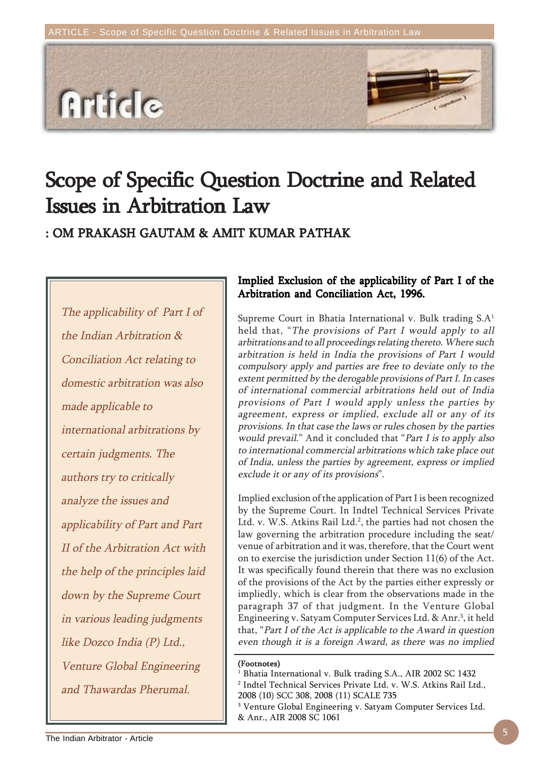# Scope of Specific Question Doctrine and Related Issues in Arbitration Law

**: OM PRAKASH GAUTAM & AMIT KUMAR PATHAK**

*The applicability of Part I of the Indian Arbitration & Conciliation Act relating to domestic arbitration was also made applicable to international arbitrations by certain judgments. The authors try to critically analyze the issues and applicability of Part and Part II of the Arbitration Act with the help of the principles laid down by the Supreme Court in various leading judgments like Dozco India (P) Ltd., Venture Global Engineering and Thawardas Pherumal.*

### Implied Exclusion of the applicability of Part I of the Arbitration and Conciliation Act, 1996.

Supreme Court in Bhatia International v. Bulk trading S.A[1] held that, "*The provisions of Part I would apply to all arbitrations and to all proceedings relating thereto. Where such arbitration is held in India the provisions of Part I would compulsory apply and parties are free to deviate only to the extent permitted by the derogable provisions of Part I. In cases of international commercial arbitrations held out of India provisions of Part I would apply unless the parties by agreement, express or implied, exclude all or any of its provisions. In that case the laws or rules chosen by the parties would prevail.*" And it concluded that "*Part I is to apply also to international commercial arbitrations which take place out of India, unless the parties by agreement, express or implied exclude it or any of its provisions*".

Implied exclusion of the application of Part I is been recognized by the Supreme Court. In Indtel Technical Services Private Ltd. v. W.S. Atkins Rail Ltd.[2], the parties had not chosen the law governing the arbitration procedure including the seat/ venue of arbitration and it was, therefore, that the Court went on to exercise the jurisdiction under Section 11(6) of the Act. It was specifically found therein that there was no exclusion of the provisions of the Act by the parties either expressly or impliedly, which is clear from the observations made in the paragraph 37 of that judgment. In the Venture Global Engineering v. Satyam Computer Services Ltd. & Anr.[3], it held that, "*Part I of the Act is applicable to the Award in question even though it is a foreign Award, as there was no implied*

**(Footnotes)**

[1] Bhatia International v. Bulk trading S.A., AIR 2002 SC 1432

[2] Indtel Technical Services Private Ltd. v. W.S. Atkins Rail Ltd., 2008 (10) SCC 308, 2008 (11) SCALE 735

[3] Venture Global Engineering v. Satyam Computer Services Ltd. & Anr., AIR 2008 SC 1061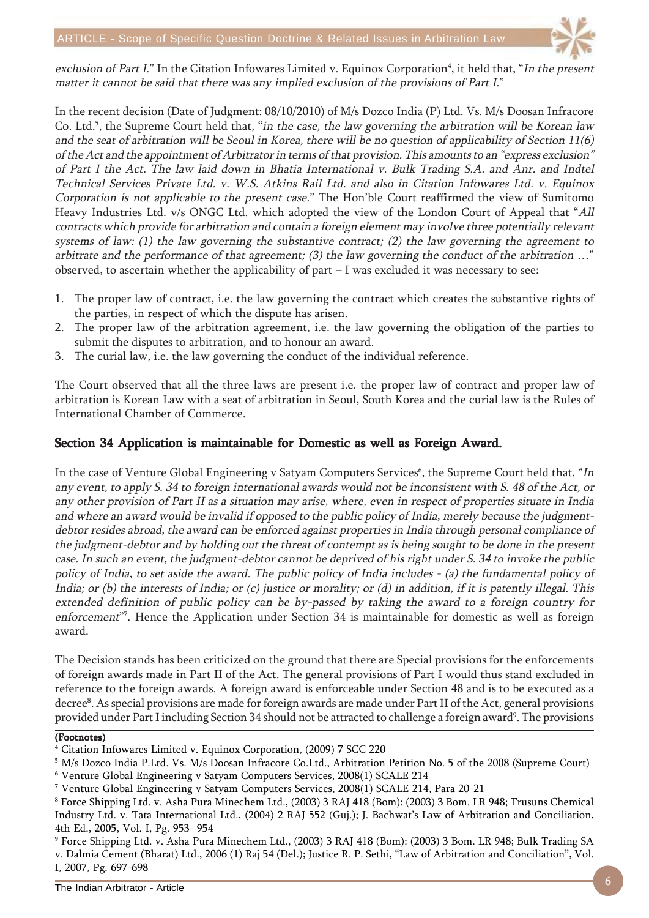*exclusion of Part I.*" In the Citation Infowares Limited v. Equinox Corporation[4], it held that, "*In the present matter it cannot be said that there was any implied exclusion of the provisions of Part I.*"

In the recent decision (Date of Judgment: 08/10/2010) of M/s Dozco India (P) Ltd. Vs. M/s Doosan Infracore Co. Ltd.[5], the Supreme Court held that, "*in the case, the law governing the arbitration will be Korean law and the seat of arbitration will be Seoul in Korea, there will be no question of applicability of Section 11(6) of the Act and the appointment of Arbitrator in terms of that provision. This amounts to an "express exclusion" of Part I the Act. The law laid down in Bhatia International v. Bulk Trading S.A. and Anr. and Indtel Technical Services Private Ltd. v. W.S. Atkins Rail Ltd. and also in Citation Infowares Ltd. v. Equinox Corporation is not applicable to the present case.*" The Hon'ble Court reaffirmed the view of Sumitomo Heavy Industries Ltd. v/s ONGC Ltd. which adopted the view of the London Court of Appeal that "*All contracts which provide for arbitration and contain a foreign element may involve three potentially relevant systems of law: (1) the law governing the substantive contract; (2) the law governing the agreement to arbitrate and the performance of that agreement; (3) the law governing the conduct of the arbitration …*" observed, to ascertain whether the applicability of part – I was excluded it was necessary to see:

1. The proper law of contract, i.e. the law governing the contract which creates the substantive rights of the parties, in respect of which the dispute has arisen.
2. The proper law of the arbitration agreement, i.e. the law governing the obligation of the parties to submit the disputes to arbitration, and to honour an award.
3. The curial law, i.e. the law governing the conduct of the individual reference.

The Court observed that all the three laws are present i.e. the proper law of contract and proper law of arbitration is Korean Law with a seat of arbitration in Seoul, South Korea and the curial law is the Rules of International Chamber of Commerce.

## Section 34 Application is maintainable for Domestic as well as Foreign Award.

In the case of Venture Global Engineering v Satyam Computers Services[6], the Supreme Court held that, "*In any event, to apply S. 34 to foreign international awards would not be inconsistent with S. 48 of the Act, or any other provision of Part II as a situation may arise, where, even in respect of properties situate in India and where an award would be invalid if opposed to the public policy of India, merely because the judgment-debtor resides abroad, the award can be enforced against properties in India through personal compliance of the judgment-debtor and by holding out the threat of contempt as is being sought to be done in the present case. In such an event, the judgment-debtor cannot be deprived of his right under S. 34 to invoke the public policy of India, to set aside the award. The public policy of India includes - (a) the fundamental policy of India; or (b) the interests of India; or (c) justice or morality; or (d) in addition, if it is patently illegal. This extended definition of public policy can be by-passed by taking the award to a foreign country for enforcement*"[7]. Hence the Application under Section 34 is maintainable for domestic as well as foreign award.

The Decision stands has been criticized on the ground that there are Special provisions for the enforcements of foreign awards made in Part II of the Act. The general provisions of Part I would thus stand excluded in reference to the foreign awards. A foreign award is enforceable under Section 48 and is to be executed as a decree[8]. As special provisions are made for foreign awards are made under Part II of the Act, general provisions provided under Part I including Section 34 should not be attracted to challenge a foreign award[9]. The provisions

**(Footnotes)**

[4] Citation Infowares Limited v. Equinox Corporation, (2009) 7 SCC 220

[5] M/s Dozco India P.Ltd. Vs. M/s Doosan Infracore Co.Ltd., Arbitration Petition No. 5 of the 2008 (Supreme Court)

[6] Venture Global Engineering v Satyam Computers Services, 2008(1) SCALE 214

[7] Venture Global Engineering v Satyam Computers Services, 2008(1) SCALE 214, Para 20-21

[8] Force Shipping Ltd. v. Asha Pura Minechem Ltd., (2003) 3 RAJ 418 (Bom): (2003) 3 Bom. LR 948; Trusuns Chemical Industry Ltd. v. Tata International Ltd., (2004) 2 RAJ 552 (Guj.); J. Bachwat's Law of Arbitration and Conciliation, 4th Ed., 2005, Vol. I, Pg. 953- 954

[9] Force Shipping Ltd. v. Asha Pura Minechem Ltd., (2003) 3 RAJ 418 (Bom): (2003) 3 Bom. LR 948; Bulk Trading SA v. Dalmia Cement (Bharat) Ltd., 2006 (1) Raj 54 (Del.); Justice R. P. Sethi, "Law of Arbitration and Conciliation", Vol. I, 2007, Pg. 697-698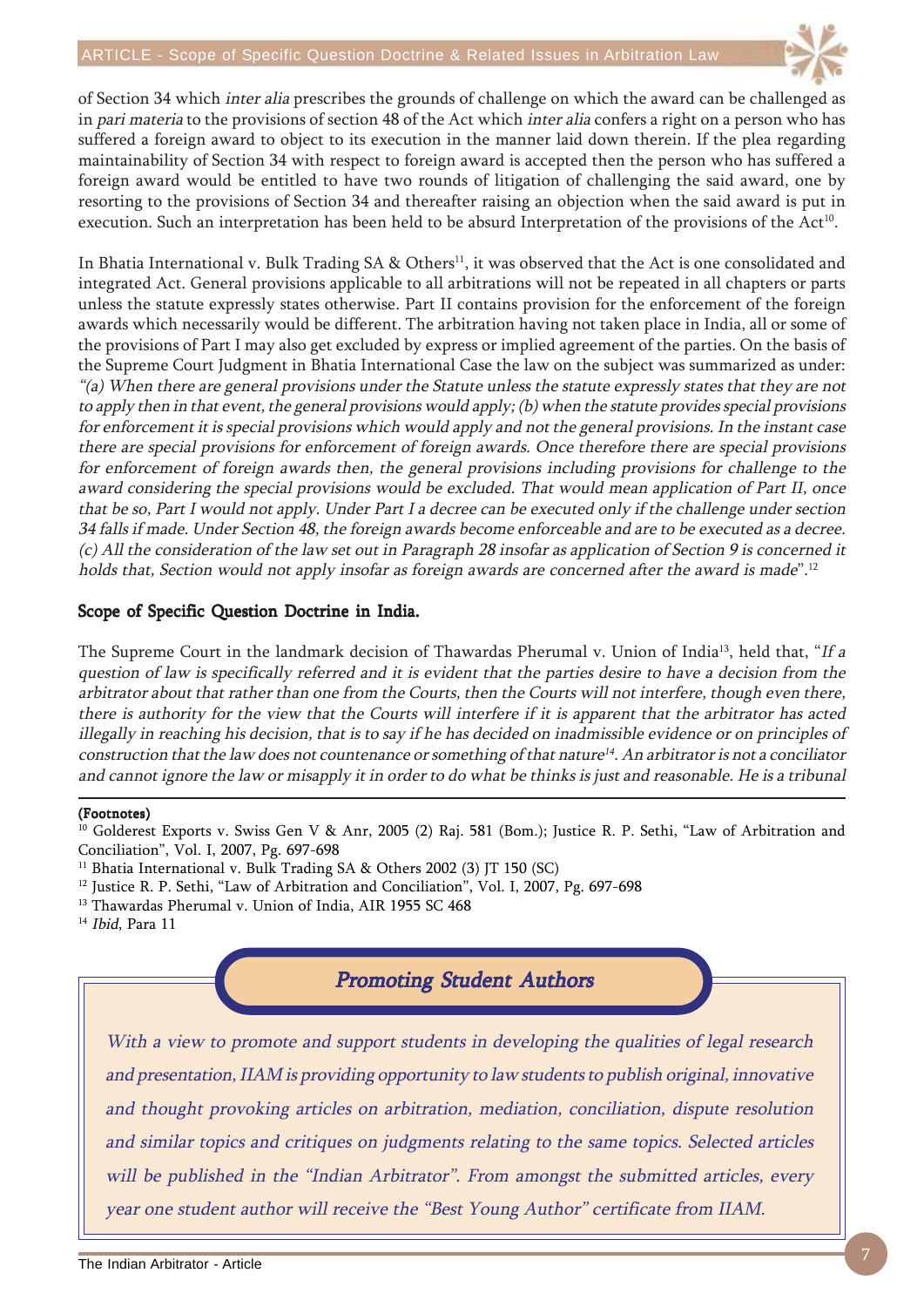of Section 34 which *inter alia* prescribes the grounds of challenge on which the award can be challenged as in *pari materia* to the provisions of section 48 of the Act which *inter alia* confers a right on a person who has suffered a foreign award to object to its execution in the manner laid down therein. If the plea regarding maintainability of Section 34 with respect to foreign award is accepted then the person who has suffered a foreign award would be entitled to have two rounds of litigation of challenging the said award, one by resorting to the provisions of Section 34 and thereafter raising an objection when the said award is put in execution. Such an interpretation has been held to be absurd Interpretation of the provisions of the Act[10].

In Bhatia International v. Bulk Trading SA & Others[11], it was observed that the Act is one consolidated and integrated Act. General provisions applicable to all arbitrations will not be repeated in all chapters or parts unless the statute expressly states otherwise. Part II contains provision for the enforcement of the foreign awards which necessarily would be different. The arbitration having not taken place in India, all or some of the provisions of Part I may also get excluded by express or implied agreement of the parties. On the basis of the Supreme Court Judgment in Bhatia International Case the law on the subject was summarized as under: *"(a) When there are general provisions under the Statute unless the statute expressly states that they are not to apply then in that event, the general provisions would apply; (b) when the statute provides special provisions for enforcement it is special provisions which would apply and not the general provisions. In the instant case there are special provisions for enforcement of foreign awards. Once therefore there are special provisions for enforcement of foreign awards then, the general provisions including provisions for challenge to the award considering the special provisions would be excluded. That would mean application of Part II, once that be so, Part I would not apply. Under Part I a decree can be executed only if the challenge under section 34 falls if made. Under Section 48, the foreign awards become enforceable and are to be executed as a decree. (c) All the consideration of the law set out in Paragraph 28 insofar as application of Section 9 is concerned it holds that, Section would not apply insofar as foreign awards are concerned after the award is made".*[12]

## Scope of Specific Question Doctrine in India.

The Supreme Court in the landmark decision of Thawardas Pherumal v. Union of India[13], held that, "*If a question of law is specifically referred and it is evident that the parties desire to have a decision from the arbitrator about that rather than one from the Courts, then the Courts will not interfere, though even there, there is authority for the view that the Courts will interfere if it is apparent that the arbitrator has acted illegally in reaching his decision, that is to say if he has decided on inadmissible evidence or on principles of construction that the law does not countenance or something of that nature*[14]*. An arbitrator is not a conciliator and cannot ignore the law or misapply it in order to do what be thinks is just and reasonable. He is a tribunal*

**(Footnotes)**

[10] Golderest Exports v. Swiss Gen V & Anr, 2005 (2) Raj. 581 (Bom.); Justice R. P. Sethi, "Law of Arbitration and Conciliation", Vol. I, 2007, Pg. 697-698

[11] Bhatia International v. Bulk Trading SA & Others 2002 (3) JT 150 (SC)

[12] Justice R. P. Sethi, "Law of Arbitration and Conciliation", Vol. I, 2007, Pg. 697-698

[13] Thawardas Pherumal v. Union of India, AIR 1955 SC 468

[14] *Ibid*, Para 11

### *Promoting Student Authors*

*With a view to promote and support students in developing the qualities of legal research and presentation, IIAM is providing opportunity to law students to publish original, innovative and thought provoking articles on arbitration, mediation, conciliation, dispute resolution and similar topics and critiques on judgments relating to the same topics. Selected articles will be published in the "Indian Arbitrator". From amongst the submitted articles, every year one student author will receive the "Best Young Author" certificate from IIAM.*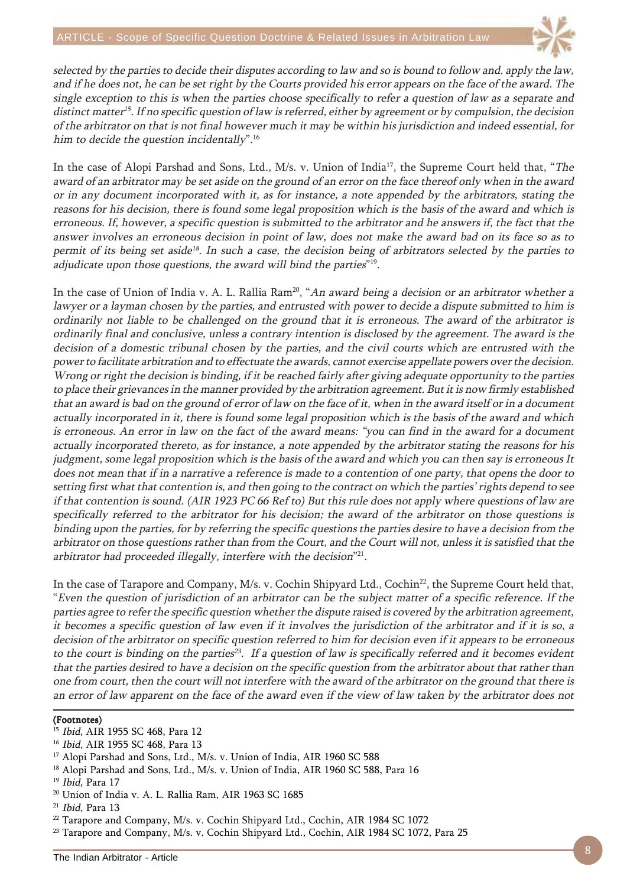*selected by the parties to decide their disputes according to law and so is bound to follow and. apply the law, and if he does not, he can be set right by the Courts provided his error appears on the face of the award. The single exception to this is when the parties choose specifically to refer a question of law as a separate and distinct matter*[15]*. If no specific question of law is referred, either by agreement or by compulsion, the decision of the arbitrator on that is not final however much it may be within his jurisdiction and indeed essential, for him to decide the question incidentally*".[16]

In the case of Alopi Parshad and Sons, Ltd., M/s. v. Union of India[17], the Supreme Court held that, "*The award of an arbitrator may be set aside on the ground of an error on the face thereof only when in the award or in any document incorporated with it, as for instance, a note appended by the arbitrators, stating the reasons for his decision, there is found some legal proposition which is the basis of the award and which is erroneous. If, however, a specific question is submitted to the arbitrator and he answers if, the fact that the answer involves an erroneous decision in point of law, does not make the award bad on its face so as to permit of its being set aside*[18]*. In such a case, the decision being of arbitrators selected by the parties to adjudicate upon those questions, the award will bind the parties*"[19].

In the case of Union of India v. A. L. Rallia Ram[20], "*An award being a decision or an arbitrator whether a lawyer or a layman chosen by the parties, and entrusted with power to decide a dispute submitted to him is ordinarily not liable to be challenged on the ground that it is erroneous. The award of the arbitrator is ordinarily final and conclusive, unless a contrary intention is disclosed by the agreement. The award is the decision of a domestic tribunal chosen by the parties, and the civil courts which are entrusted with the power to facilitate arbitration and to effectuate the awards, cannot exercise appellate powers over the decision. Wrong or right the decision is binding, if it be reached fairly after giving adequate opportunity to the parties to place their grievances in the manner provided by the arbitration agreement. But it is now firmly established that an award is bad on the ground of error of law on the face of it, when in the award itself or in a document actually incorporated in it, there is found some legal proposition which is the basis of the award and which is erroneous. An error in law on the fact of the award means: "you can find in the award for a document actually incorporated thereto, as for instance, a note appended by the arbitrator stating the reasons for his judgment, some legal proposition which is the basis of the award and which you can then say is erroneous It does not mean that if in a narrative a reference is made to a contention of one party, that opens the door to setting first what that contention is, and then going to the contract on which the parties' rights depend to see if that contention is sound. (AIR 1923 PC 66 Ref to) But this rule does not apply where questions of law are specifically referred to the arbitrator for his decision; the award of the arbitrator on those questions is binding upon the parties, for by referring the specific questions the parties desire to have a decision from the arbitrator on those questions rather than from the Court, and the Court will not, unless it is satisfied that the arbitrator had proceeded illegally, interfere with the decision*"[21].

In the case of Tarapore and Company, M/s. v. Cochin Shipyard Ltd., Cochin[22], the Supreme Court held that, "*Even the question of jurisdiction of an arbitrator can be the subject matter of a specific reference. If the parties agree to refer the specific question whether the dispute raised is covered by the arbitration agreement, it becomes a specific question of law even if it involves the jurisdiction of the arbitrator and if it is so, a decision of the arbitrator on specific question referred to him for decision even if it appears to be erroneous to the court is binding on the parties*[23]*. If a question of law is specifically referred and it becomes evident that the parties desired to have a decision on the specific question from the arbitrator about that rather than one from court, then the court will not interfere with the award of the arbitrator on the ground that there is an error of law apparent on the face of the award even if the view of law taken by the arbitrator does not*

**(Footnotes)**

[15] *Ibid*, AIR 1955 SC 468, Para 12

[16] *Ibid*, AIR 1955 SC 468, Para 13

[17] Alopi Parshad and Sons, Ltd., M/s. v. Union of India, AIR 1960 SC 588

[18] Alopi Parshad and Sons, Ltd., M/s. v. Union of India, AIR 1960 SC 588, Para 16

[19] *Ibid*, Para 17

[20] Union of India v. A. L. Rallia Ram, AIR 1963 SC 1685

[21] *Ibid*, Para 13

[22] Tarapore and Company, M/s. v. Cochin Shipyard Ltd., Cochin, AIR 1984 SC 1072

[23] Tarapore and Company, M/s. v. Cochin Shipyard Ltd., Cochin, AIR 1984 SC 1072, Para 25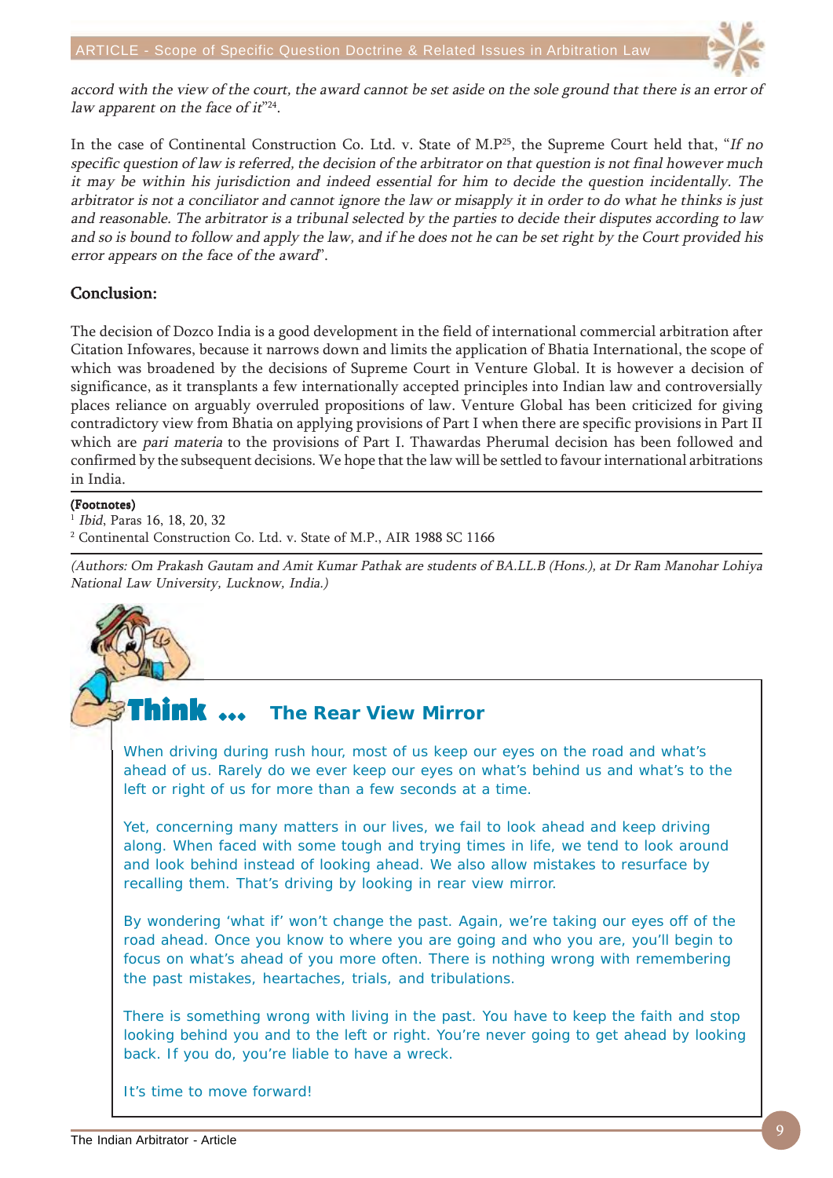*accord with the view of the court, the award cannot be set aside on the sole ground that there is an error of law apparent on the face of it*"[24].

In the case of Continental Construction Co. Ltd. v. State of M.P[25], the Supreme Court held that, "*If no specific question of law is referred, the decision of the arbitrator on that question is not final however much it may be within his jurisdiction and indeed essential for him to decide the question incidentally. The arbitrator is not a conciliator and cannot ignore the law or misapply it in order to do what he thinks is just and reasonable. The arbitrator is a tribunal selected by the parties to decide their disputes according to law and so is bound to follow and apply the law, and if he does not he can be set right by the Court provided his error appears on the face of the award*".

## Conclusion:

The decision of Dozco India is a good development in the field of international commercial arbitration after Citation Infowares, because it narrows down and limits the application of Bhatia International, the scope of which was broadened by the decisions of Supreme Court in Venture Global. It is however a decision of significance, as it transplants a few internationally accepted principles into Indian law and controversially places reliance on arguably overruled propositions of law. Venture Global has been criticized for giving contradictory view from Bhatia on applying provisions of Part I when there are specific provisions in Part II which are *pari materia* to the provisions of Part I. Thawardas Pherumal decision has been followed and confirmed by the subsequent decisions. We hope that the law will be settled to favour international arbitrations in India.

**(Footnotes)**

[1] *Ibid*, Paras 16, 18, 20, 32

[2] Continental Construction Co. Ltd. v. State of M.P., AIR 1988 SC 1166

*(Authors: Om Prakash Gautam and Amit Kumar Pathak are students of BA.LL.B (Hons.), at Dr Ram Manohar Lohiya National Law University, Lucknow, India.)*

## Think ... The Rear View Mirror

When driving during rush hour, most of us keep our eyes on the road and what's ahead of us. Rarely do we ever keep our eyes on what's behind us and what's to the left or right of us for more than a few seconds at a time.

Yet, concerning many matters in our lives, we fail to look ahead and keep driving along. When faced with some tough and trying times in life, we tend to look around and look behind instead of looking ahead. We also allow mistakes to resurface by recalling them. That's driving by looking in rear view mirror.

By wondering 'what if' won't change the past. Again, we're taking our eyes off of the road ahead. Once you know to where you are going and who you are, you'll begin to focus on what's ahead of you more often. There is nothing wrong with remembering the past mistakes, heartaches, trials, and tribulations.

There is something wrong with living in the past. You have to keep the faith and stop looking behind you and to the left or right. You're never going to get ahead by looking back. If you do, you're liable to have a wreck.

It's time to move forward!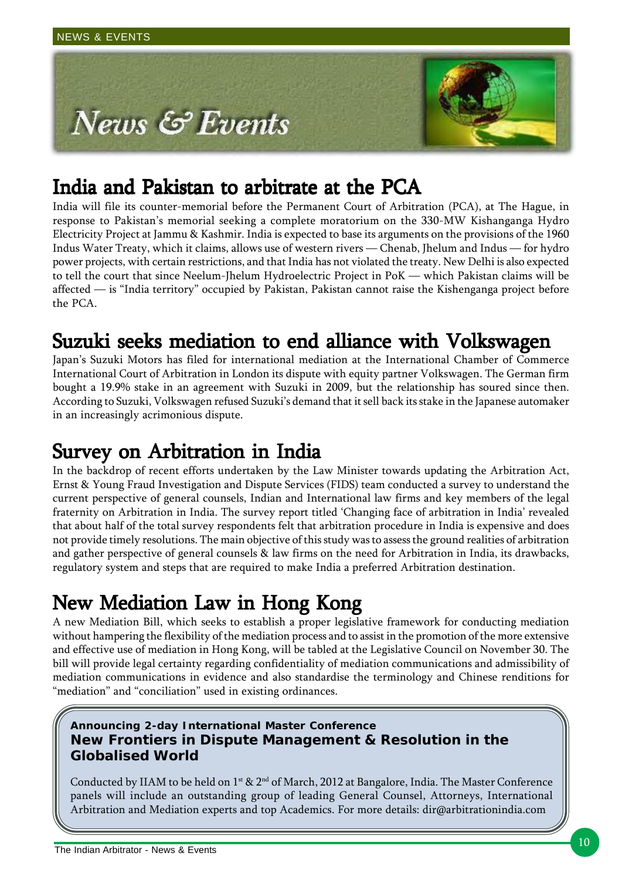# News & Events

## India and Pakistan to arbitrate at the PCA

India will file its counter-memorial before the Permanent Court of Arbitration (PCA), at The Hague, in response to Pakistan's memorial seeking a complete moratorium on the 330-MW Kishanganga Hydro Electricity Project at Jammu & Kashmir. India is expected to base its arguments on the provisions of the 1960 Indus Water Treaty, which it claims, allows use of western rivers — Chenab, Jhelum and Indus — for hydro power projects, with certain restrictions, and that India has not violated the treaty. New Delhi is also expected to tell the court that since Neelum-Jhelum Hydroelectric Project in PoK — which Pakistan claims will be affected — is "India territory" occupied by Pakistan, Pakistan cannot raise the Kishenganga project before the PCA.

## Suzuki seeks mediation to end alliance with Volkswagen

Japan's Suzuki Motors has filed for international mediation at the International Chamber of Commerce International Court of Arbitration in London its dispute with equity partner Volkswagen. The German firm bought a 19.9% stake in an agreement with Suzuki in 2009, but the relationship has soured since then. According to Suzuki, Volkswagen refused Suzuki's demand that it sell back its stake in the Japanese automaker in an increasingly acrimonious dispute.

## Survey on Arbitration in India

In the backdrop of recent efforts undertaken by the Law Minister towards updating the Arbitration Act, Ernst & Young Fraud Investigation and Dispute Services (FIDS) team conducted a survey to understand the current perspective of general counsels, Indian and International law firms and key members of the legal fraternity on Arbitration in India. The survey report titled 'Changing face of arbitration in India' revealed that about half of the total survey respondents felt that arbitration procedure in India is expensive and does not provide timely resolutions. The main objective of this study was to assess the ground realities of arbitration and gather perspective of general counsels & law firms on the need for Arbitration in India, its drawbacks, regulatory system and steps that are required to make India a preferred Arbitration destination.

## New Mediation Law in Hong Kong

A new Mediation Bill, which seeks to establish a proper legislative framework for conducting mediation without hampering the flexibility of the mediation process and to assist in the promotion of the more extensive and effective use of mediation in Hong Kong, will be tabled at the Legislative Council on November 30. The bill will provide legal certainty regarding confidentiality of mediation communications and admissibility of mediation communications in evidence and also standardise the terminology and Chinese renditions for "mediation" and "conciliation" used in existing ordinances.

**Announcing 2-day International Master Conference**
**New Frontiers in Dispute Management & Resolution in the Globalised World**

Conducted by IIAM to be held on 1st & 2nd of March, 2012 at Bangalore, India. The Master Conference panels will include an outstanding group of leading General Counsel, Attorneys, International Arbitration and Mediation experts and top Academics. For more details: dir@arbitrationindia.com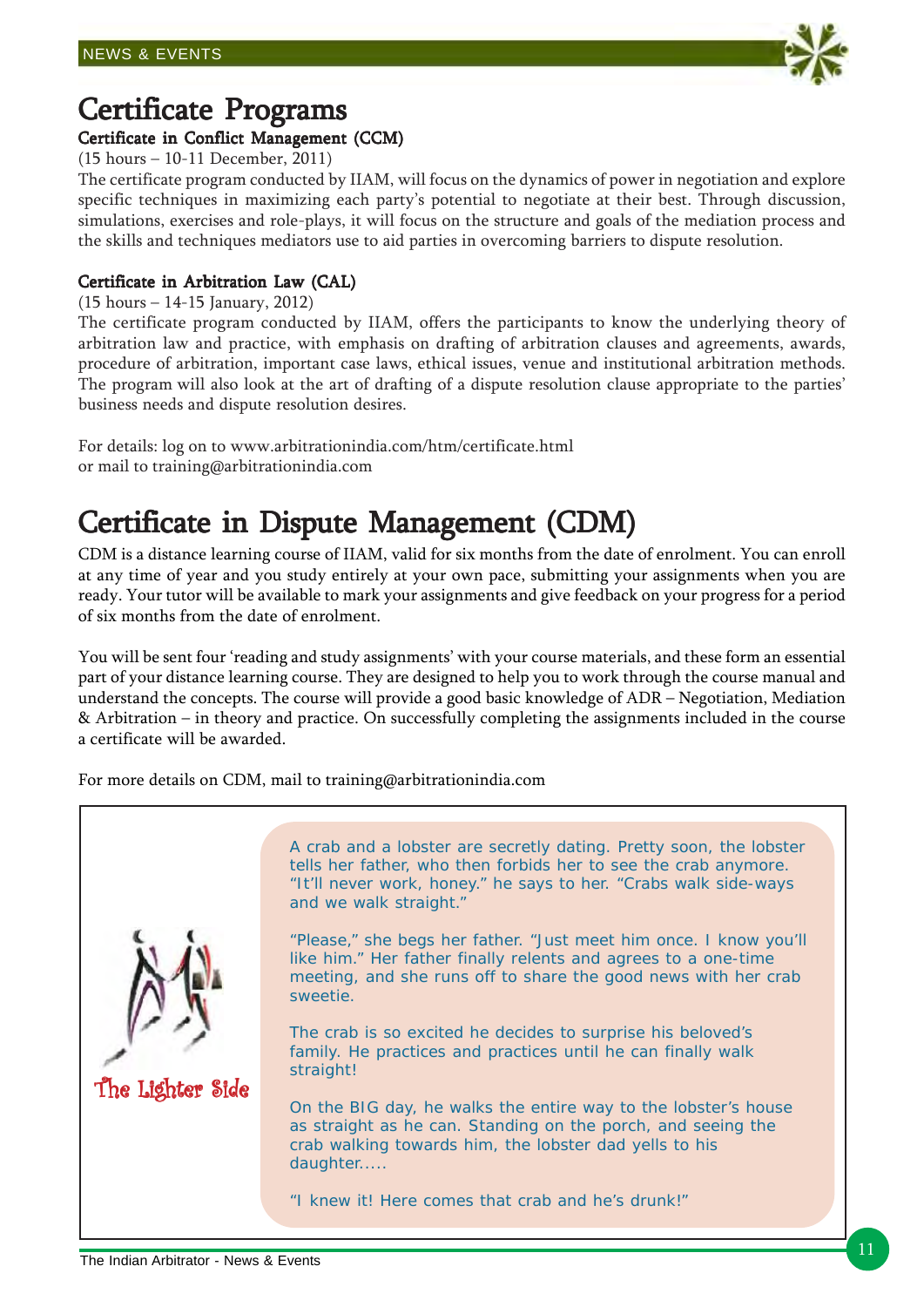# Certificate Programs

### Certificate in Conflict Management (CCM)

(15 hours – 10-11 December, 2011)

The certificate program conducted by IIAM, will focus on the dynamics of power in negotiation and explore specific techniques in maximizing each party's potential to negotiate at their best. Through discussion, simulations, exercises and role-plays, it will focus on the structure and goals of the mediation process and the skills and techniques mediators use to aid parties in overcoming barriers to dispute resolution.

### Certificate in Arbitration Law (CAL)

(15 hours – 14-15 January, 2012)

The certificate program conducted by IIAM, offers the participants to know the underlying theory of arbitration law and practice, with emphasis on drafting of arbitration clauses and agreements, awards, procedure of arbitration, important case laws, ethical issues, venue and institutional arbitration methods. The program will also look at the art of drafting of a dispute resolution clause appropriate to the parties' business needs and dispute resolution desires.

For details: log on to www.arbitrationindia.com/htm/certificate.html
or mail to training@arbitrationindia.com

# Certificate in Dispute Management (CDM)

CDM is a distance learning course of IIAM, valid for six months from the date of enrolment. You can enroll at any time of year and you study entirely at your own pace, submitting your assignments when you are ready. Your tutor will be available to mark your assignments and give feedback on your progress for a period of six months from the date of enrolment.

You will be sent four 'reading and study assignments' with your course materials, and these form an essential part of your distance learning course. They are designed to help you to work through the course manual and understand the concepts. The course will provide a good basic knowledge of ADR – Negotiation, Mediation & Arbitration – in theory and practice. On successfully completing the assignments included in the course a certificate will be awarded.

For more details on CDM, mail to training@arbitrationindia.com

### The Lighter Side

A crab and a lobster are secretly dating. Pretty soon, the lobster tells her father, who then forbids her to see the crab anymore. "It'll never work, honey." he says to her. "Crabs walk side-ways and we walk straight."

"Please," she begs her father. "Just meet him once. I know you'll like him." Her father finally relents and agrees to a one-time meeting, and she runs off to share the good news with her crab sweetie.

The crab is so excited he decides to surprise his beloved's family. He practices and practices until he can finally walk straight!

On the BIG day, he walks the entire way to the lobster's house as straight as he can. Standing on the porch, and seeing the crab walking towards him, the lobster dad yells to his daughter.....

"I knew it! Here comes that crab and he's drunk!"